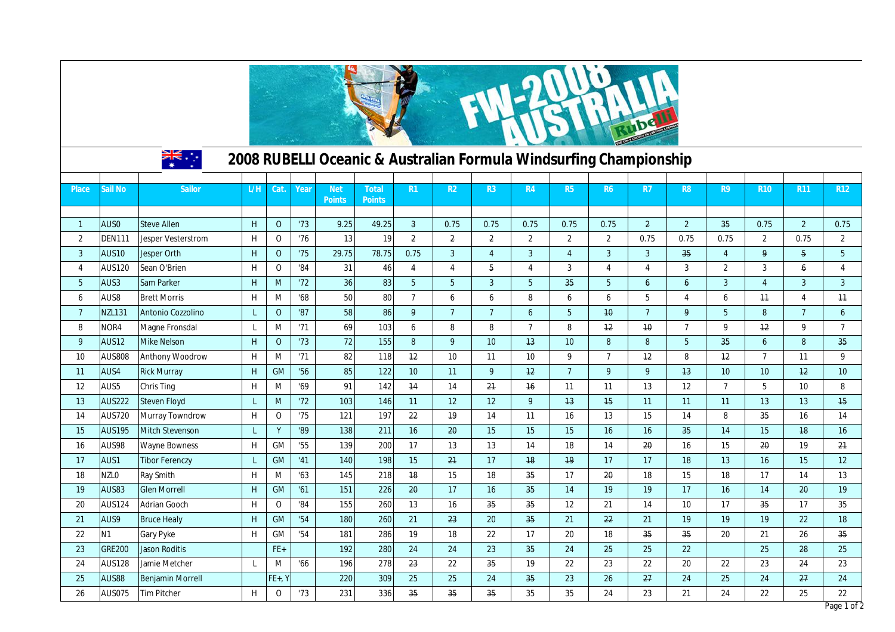# 2008 RUBELLI Oceanic & Australian Formula Windsurfing Championship

| Place | Sail No | Sailor | L/H | Cat. | Year | Net Points | Total Points | R1 | R2 | R3 | R4 | R5 | R6 | R7 | R8 | R9 | R10 | R11 | R12 |
|---|---|---|---|---|---|---|---|---|---|---|---|---|---|---|---|---|---|---|---|
| 1 | AUS0 | Steve Allen | H | O | '73 | 9.25 | 49.25 | 3 | 0.75 | 0.75 | 0.75 | 0.75 | 0.75 | 2 | 2 | 35 | 0.75 | 2 | 0.75 |
| 2 | DEN111 | Jesper Vesterstrom | H | O | '76 | 13 | 19 | 2 | 2 | 2 | 2 | 2 | 2 | 0.75 | 0.75 | 0.75 | 2 | 0.75 | 2 |
| 3 | AUS10 | Jesper Orth | H | O | '75 | 29.75 | 78.75 | 0.75 | 3 | 4 | 3 | 4 | 3 | 3 | 35 | 4 | 9 | 5 | 5 |
| 4 | AUS120 | Sean O'Brien | H | O | '84 | 31 | 46 | 4 | 4 | 5 | 4 | 3 | 4 | 4 | 3 | 2 | 3 | 6 | 4 |
| 5 | AUS3 | Sam Parker | H | M | '72 | 36 | 83 | 5 | 5 | 3 | 5 | 35 | 5 | 6 | 6 | 3 | 4 | 3 | 3 |
| 6 | AUS8 | Brett Morris | H | M | '68 | 50 | 80 | 7 | 6 | 6 | 8 | 6 | 6 | 5 | 4 | 6 | 11 | 4 | 11 |
| 7 | NZL131 | Antonio Cozzolino | L | O | '87 | 58 | 86 | 9 | 7 | 7 | 6 | 5 | 10 | 7 | 9 | 5 | 8 | 7 | 6 |
| 8 | NOR4 | Magne Fronsdal | L | M | '71 | 69 | 103 | 6 | 8 | 8 | 7 | 8 | 12 | 10 | 7 | 9 | 12 | 9 | 7 |
| 9 | AUS12 | Mike Nelson | H | O | '73 | 72 | 155 | 8 | 9 | 10 | 13 | 10 | 8 | 8 | 5 | 35 | 6 | 8 | 35 |
| 10 | AUS808 | Anthony Woodrow | H | M | '71 | 82 | 118 | 12 | 10 | 11 | 10 | 9 | 7 | 12 | 8 | 12 | 7 | 11 | 9 |
| 11 | AUS4 | Rick Murray | H | GM | '56 | 85 | 122 | 10 | 11 | 9 | 12 | 7 | 9 | 9 | 13 | 10 | 10 | 12 | 10 |
| 12 | AUS5 | Chris Ting | H | M | '69 | 91 | 142 | 14 | 14 | 21 | 16 | 11 | 11 | 13 | 12 | 7 | 5 | 10 | 8 |
| 13 | AUS222 | Steven Floyd | L | M | '72 | 103 | 146 | 11 | 12 | 12 | 9 | 13 | 15 | 11 | 11 | 11 | 13 | 13 | 15 |
| 14 | AUS720 | Murray Towndrow | H | O | '75 | 121 | 197 | 22 | 19 | 14 | 11 | 16 | 13 | 15 | 14 | 8 | 35 | 16 | 14 |
| 15 | AUS195 | Mitch Stevenson | L | Y | '89 | 138 | 211 | 16 | 20 | 15 | 15 | 15 | 16 | 16 | 35 | 14 | 15 | 18 | 16 |
| 16 | AUS98 | Wayne Bowness | H | GM | '55 | 139 | 200 | 17 | 13 | 13 | 14 | 18 | 14 | 20 | 16 | 15 | 20 | 19 | 21 |
| 17 | AUS1 | Tibor Ferenczy | L | GM | '41 | 140 | 198 | 15 | 21 | 17 | 18 | 19 | 17 | 17 | 18 | 13 | 16 | 15 | 12 |
| 18 | NZL0 | Ray Smith | H | M | '63 | 145 | 218 | 18 | 15 | 18 | 35 | 17 | 20 | 18 | 15 | 18 | 17 | 14 | 13 |
| 19 | AUS83 | Glen Morrell | H | GM | '61 | 151 | 226 | 20 | 17 | 16 | 35 | 14 | 19 | 19 | 17 | 16 | 14 | 20 | 19 |
| 20 | AUS124 | Adrian Gooch | H | O | '84 | 155 | 260 | 13 | 16 | 35 | 35 | 12 | 21 | 14 | 10 | 17 | 35 | 17 | 35 |
| 21 | AUS9 | Bruce Healy | H | GM | '54 | 180 | 260 | 21 | 23 | 20 | 35 | 21 | 22 | 21 | 19 | 19 | 19 | 22 | 18 |
| 22 | N1 | Gary Pyke | H | GM | '54 | 181 | 286 | 19 | 18 | 22 | 17 | 20 | 18 | 35 | 35 | 20 | 21 | 26 | 35 |
| 23 | GRE200 | Jason Roditis | | FE+ | | 192 | 280 | 24 | 24 | 23 | 35 | 24 | 25 | 25 | 22 | | 25 | 28 | 25 |
| 24 | AUS128 | Jamie Metcher | L | M | '66 | 196 | 278 | 23 | 22 | 35 | 19 | 22 | 23 | 22 | 20 | 22 | 23 | 24 | 23 |
| 25 | AUS88 | Benjamin Morrell | | FE+, Y | | 220 | 309 | 25 | 25 | 24 | 35 | 23 | 26 | 27 | 24 | 25 | 24 | 27 | 24 |
| 26 | AUS075 | Tim Pitcher | H | O | '73 | 231 | 336 | 35 | 35 | 35 | 35 | 35 | 24 | 23 | 21 | 24 | 22 | 25 | 22 |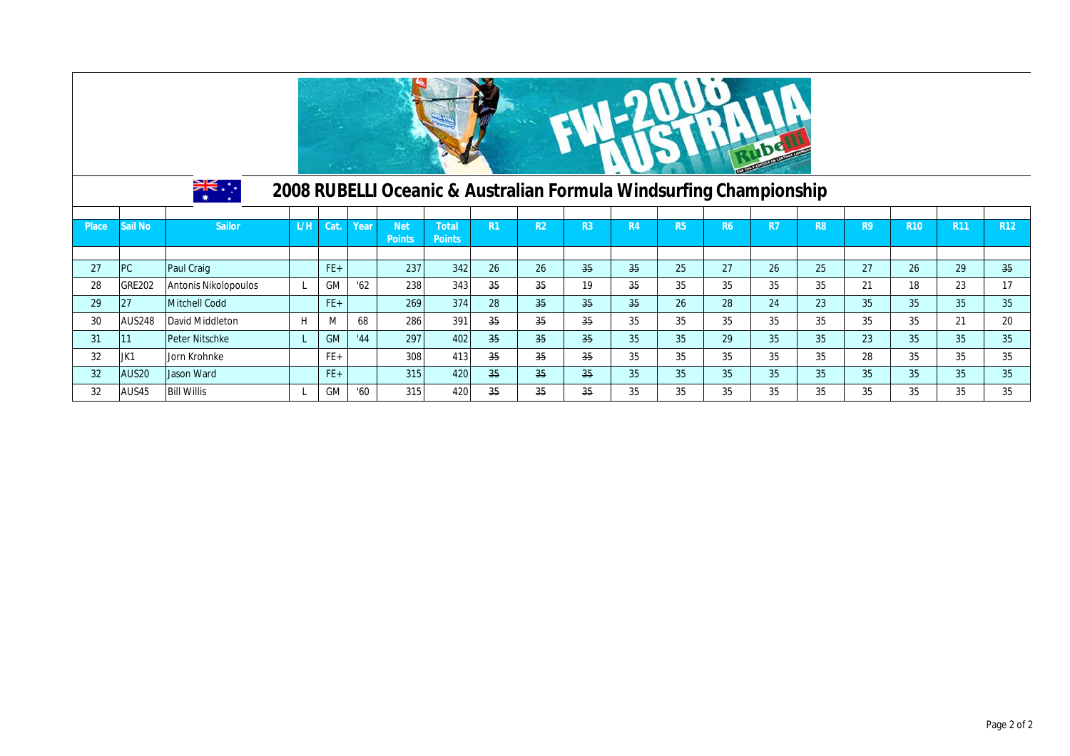# 2008 RUBELLI Oceanic & Australian Formula Windsurfing Championship

| Place | Sail No | Sailor | L/H | Cat. | Year | Net Points | Total Points | R1 | R2 | R3 | R4 | R5 | R6 | R7 | R8 | R9 | R10 | R11 | R12 |
|---|---|---|---|---|---|---|---|---|---|---|---|---|---|---|---|---|---|---|---|
| 27 | PC | Paul Craig | | FE+ | | 237 | 342 | 26 | 26 | ~~35~~ | ~~35~~ | 25 | 27 | 26 | 25 | 27 | 26 | 29 | ~~35~~ |
| 28 | GRE202 | Antonis Nikolopoulos | L | GM | '62 | 238 | 343 | ~~35~~ | ~~35~~ | 19 | ~~35~~ | 35 | 35 | 35 | 35 | 21 | 18 | 23 | 17 |
| 29 | 27 | Mitchell Codd | | FE+ | | 269 | 374 | 28 | ~~35~~ | ~~35~~ | ~~35~~ | 26 | 28 | 24 | 23 | 35 | 35 | 35 | 35 |
| 30 | AUS248 | David Middleton | H | M | 68 | 286 | 391 | ~~35~~ | ~~35~~ | ~~35~~ | 35 | 35 | 35 | 35 | 35 | 35 | 35 | 21 | 20 |
| 31 | 11 | Peter Nitschke | L | GM | '44 | 297 | 402 | ~~35~~ | ~~35~~ | ~~35~~ | 35 | 35 | 29 | 35 | 35 | 23 | 35 | 35 | 35 |
| 32 | JK1 | Jorn Krohnke | | FE+ | | 308 | 413 | ~~35~~ | ~~35~~ | ~~35~~ | 35 | 35 | 35 | 35 | 35 | 28 | 35 | 35 | 35 |
| 32 | AUS20 | Jason Ward | | FE+ | | 315 | 420 | ~~35~~ | ~~35~~ | ~~35~~ | 35 | 35 | 35 | 35 | 35 | 35 | 35 | 35 | 35 |
| 32 | AUS45 | Bill Willis | L | GM | '60 | 315 | 420 | ~~35~~ | ~~35~~ | ~~35~~ | 35 | 35 | 35 | 35 | 35 | 35 | 35 | 35 | 35 |